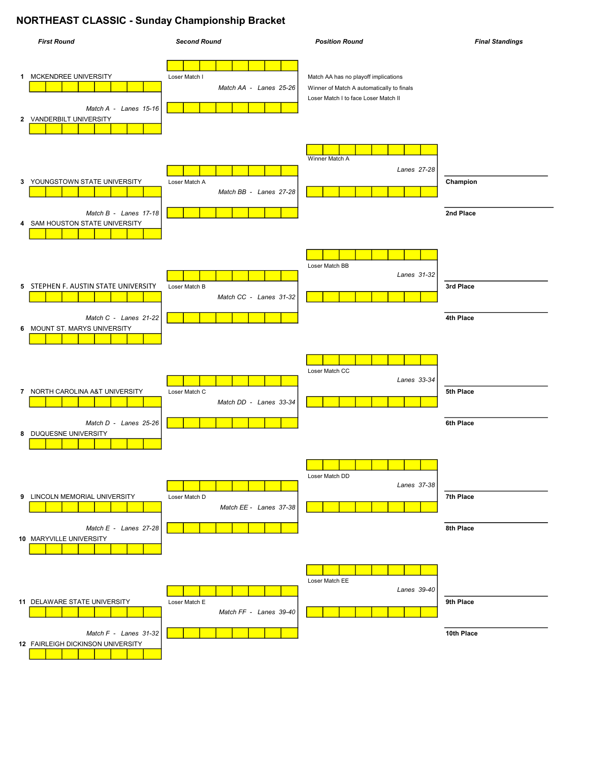# NORTHEAST CLASSIC - Sunday Championship Bracket

| First Round | Second Round | Position Round | Final Standings |
|---|---|---|---|

Match AA has no playoff implications

Winner of Match A automatically to finals

Loser Match I to face Loser Match II

## First Round

1 MCKENDREE UNIVERSITY
*Match A - Lanes 15-16*
2 VANDERBILT UNIVERSITY

3 YOUNGSTOWN STATE UNIVERSITY
*Match B - Lanes 17-18*
4 SAM HOUSTON STATE UNIVERSITY

5 STEPHEN F. AUSTIN STATE UNIVERSITY
*Match C - Lanes 21-22*
6 MOUNT ST. MARYS UNIVERSITY

7 NORTH CAROLINA A&T UNIVERSITY
*Match D - Lanes 25-26*
8 DUQUESNE UNIVERSITY

9 LINCOLN MEMORIAL UNIVERSITY
*Match E - Lanes 27-28*
10 MARYVILLE UNIVERSITY

11 DELAWARE STATE UNIVERSITY
*Match F - Lanes 31-32*
12 FAIRLEIGH DICKINSON UNIVERSITY

## Second Round

Loser Match I
*Match AA - Lanes 25-26*

Loser Match A
*Match BB - Lanes 27-28*

Loser Match B
*Match CC - Lanes 31-32*

Loser Match C
*Match DD - Lanes 33-34*

Loser Match D
*Match EE - Lanes 37-38*

Loser Match E
*Match FF - Lanes 39-40*

## Position Round

Winner Match A
*Lanes 27-28*

Loser Match BB
*Lanes 31-32*

Loser Match CC
*Lanes 33-34*

Loser Match DD
*Lanes 37-38*

Loser Match EE
*Lanes 39-40*

## Final Standings

**Champion**

**2nd Place**

**3rd Place**

**4th Place**

**5th Place**

**6th Place**

**7th Place**

**8th Place**

**9th Place**

**10th Place**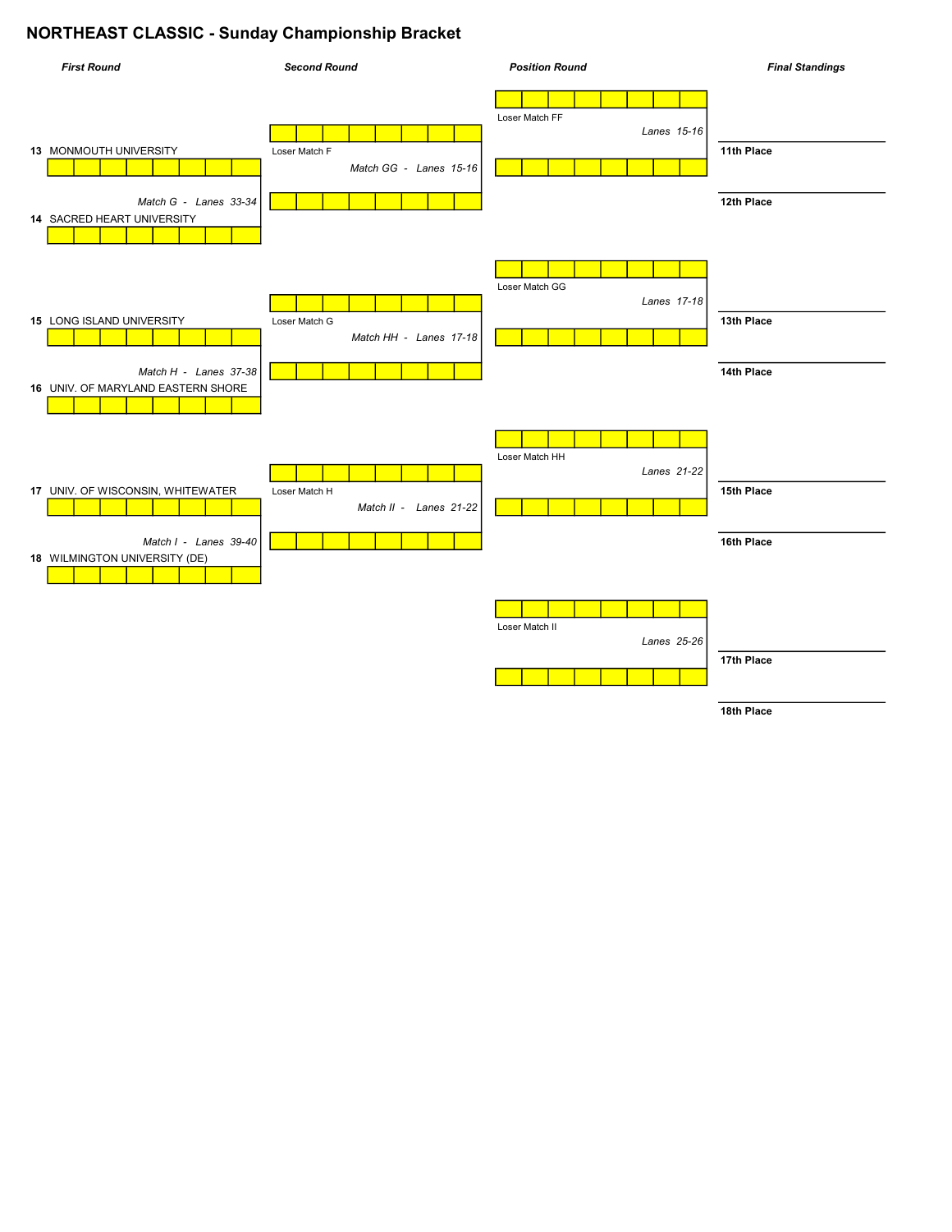# NORTHEAST CLASSIC - Sunday Championship Bracket

*First Round*

*Second Round*

*Position Round*

*Final Standings*

Loser Match FF

*Lanes 15-16*

13 MONMOUTH UNIVERSITY

Loser Match F

*Match GG - Lanes 15-16*

**11th Place**

*Match G - Lanes 33-34*

**12th Place**

14 SACRED HEART UNIVERSITY

Loser Match GG

*Lanes 17-18*

15 LONG ISLAND UNIVERSITY

Loser Match G

*Match HH - Lanes 17-18*

**13th Place**

*Match H - Lanes 37-38*

**14th Place**

16 UNIV. OF MARYLAND EASTERN SHORE

Loser Match HH

*Lanes 21-22*

17 UNIV. OF WISCONSIN, WHITEWATER

Loser Match H

*Match II - Lanes 21-22*

**15th Place**

*Match I - Lanes 39-40*

**16th Place**

18 WILMINGTON UNIVERSITY (DE)

Loser Match II

*Lanes 25-26*

**17th Place**

**18th Place**